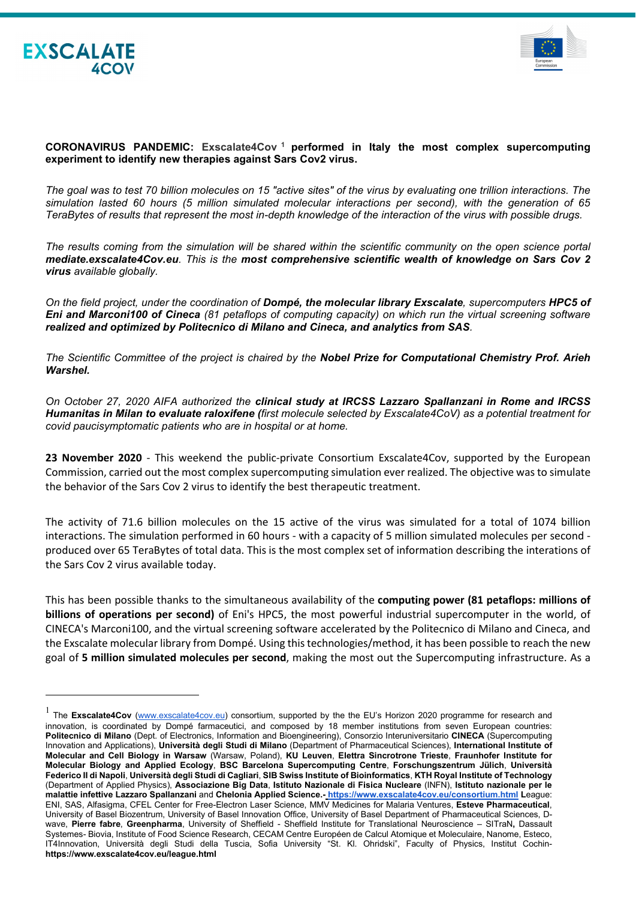**CORONAVIRUS PANDEMIC: Exscalate4Cov [1] performed in Italy the most complex supercomputing experiment to identify new therapies against Sars Cov2 virus.**

*The goal was to test 70 billion molecules on 15 "active sites" of the virus by evaluating one trillion interactions. The simulation lasted 60 hours (5 million simulated molecular interactions per second), with the generation of 65 TeraBytes of results that represent the most in-depth knowledge of the interaction of the virus with possible drugs.*

*The results coming from the simulation will be shared within the scientific community on the open science portal **mediate.exscalate4Cov.eu**. This is the **most comprehensive scientific wealth of knowledge on Sars Cov 2 virus** available globally.*

*On the field project, under the coordination of **Dompé, the molecular library Exscalate**, supercomputers **HPC5 of Eni and Marconi100 of Cineca** (81 petaflops of computing capacity) on which run the virtual screening software **realized and optimized by Politecnico di Milano and Cineca, and analytics from SAS**.*

*The Scientific Committee of the project is chaired by the **Nobel Prize for Computational Chemistry Prof. Arieh Warshel.***

*On October 27, 2020 AIFA authorized the **clinical study at IRCSS Lazzaro Spallanzani in Rome and IRCSS Humanitas in Milan to evaluate raloxifene (**first molecule selected by Exscalate4CoV) as a potential treatment for covid paucisymptomatic patients who are in hospital or at home.*

**23 November 2020** - This weekend the public-private Consortium Exscalate4Cov, supported by the European Commission, carried out the most complex supercomputing simulation ever realized. The objective was to simulate the behavior of the Sars Cov 2 virus to identify the best therapeutic treatment.

The activity of 71.6 billion molecules on the 15 active of the virus was simulated for a total of 1074 billion interactions. The simulation performed in 60 hours - with a capacity of 5 million simulated molecules per second - produced over 65 TeraBytes of total data. This is the most complex set of information describing the interations of the Sars Cov 2 virus available today.

This has been possible thanks to the simultaneous availability of the **computing power (81 petaflops: millions of billions of operations per second)** of Eni's HPC5, the most powerful industrial supercomputer in the world, of CINECA's Marconi100, and the virtual screening software accelerated by the Politecnico di Milano and Cineca, and the Exscalate molecular library from Dompé. Using this technologies/method, it has been possible to reach the new goal of **5 million simulated molecules per second**, making the most out the Supercomputing infrastructure. As a

---

[1] The **Exscalate4Cov** (www.exscalate4cov.eu) consortium, supported by the the EU's Horizon 2020 programme for research and innovation, is coordinated by Dompé farmaceutici, and composed by 18 member institutions from seven European countries: **Politecnico di Milano** (Dept. of Electronics, Information and Bioengineering), Consorzio Interuniversitario **CINECA** (Supercomputing Innovation and Applications), **Università degli Studi di Milano** (Department of Pharmaceutical Sciences), **International Institute of Molecular and Cell Biology in Warsaw** (Warsaw, Poland), **KU Leuven**, **Elettra Sincrotrone Trieste**, **Fraunhofer Institute for Molecular Biology and Applied Ecology**, **BSC Barcelona Supercomputing Centre**, **Forschungszentrum Jülich**, **Università Federico II di Napoli**, **Università degli Studi di Cagliari**, **SIB Swiss Institute of Bioinformatics**, **KTH Royal Institute of Technology** (Department of Applied Physics), **Associazione Big Data**, **Istituto Nazionale di Fisica Nucleare** (INFN), **Istituto nazionale per le malattie infettive Lazzaro Spallanzani** and **Chelonia Applied Science.- https://www.exscalate4cov.eu/consortium.html League**: ENI, SAS, Alfasigma, CFEL Center for Free-Electron Laser Science, MMV Medicines for Malaria Ventures, **Esteve Pharmaceutical**, University of Basel Biozentrum, University of Basel Innovation Office, University of Basel Department of Pharmaceutical Sciences, D-wave, **Pierre fabre**, **Greenpharma**, University of Sheffield, Sheffield Institute for Translational Neuroscience – SITraN**,** Dassault Systemes- Biovia, Institute of Food Science Research, CECAM Centre Européen de Calcul Atomique et Moleculaire, Nanome, Esteco, IT4Innovation, Università degli Studi della Tuscia, Sofia University "St. Kl. Ohridski", Faculty of Physics, Institut Cochin- **https://www.exscalate4cov.eu/league.html**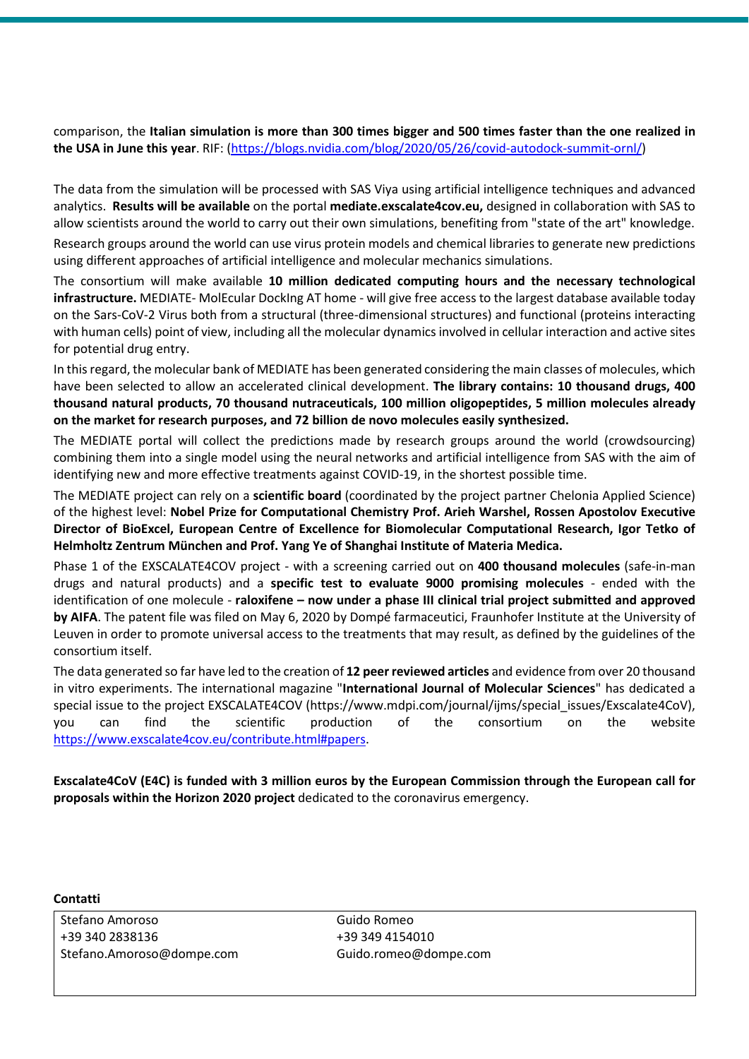comparison, the **Italian simulation is more than 300 times bigger and 500 times faster than the one realized in the USA in June this year**. RIF: (https://blogs.nvidia.com/blog/2020/05/26/covid-autodock-summit-ornl/)

The data from the simulation will be processed with SAS Viya using artificial intelligence techniques and advanced analytics. **Results will be available** on the portal **mediate.exscalate4cov.eu,** designed in collaboration with SAS to allow scientists around the world to carry out their own simulations, benefiting from "state of the art" knowledge.

Research groups around the world can use virus protein models and chemical libraries to generate new predictions using different approaches of artificial intelligence and molecular mechanics simulations.

The consortium will make available **10 million dedicated computing hours and the necessary technological infrastructure.** MEDIATE- MolEcular DockIng AT home - will give free access to the largest database available today on the Sars-CoV-2 Virus both from a structural (three-dimensional structures) and functional (proteins interacting with human cells) point of view, including all the molecular dynamics involved in cellular interaction and active sites for potential drug entry.

In this regard, the molecular bank of MEDIATE has been generated considering the main classes of molecules, which have been selected to allow an accelerated clinical development. **The library contains: 10 thousand drugs, 400 thousand natural products, 70 thousand nutraceuticals, 100 million oligopeptides, 5 million molecules already on the market for research purposes, and 72 billion de novo molecules easily synthesized.**

The MEDIATE portal will collect the predictions made by research groups around the world (crowdsourcing) combining them into a single model using the neural networks and artificial intelligence from SAS with the aim of identifying new and more effective treatments against COVID-19, in the shortest possible time.

The MEDIATE project can rely on a **scientific board** (coordinated by the project partner Chelonia Applied Science) of the highest level: **Nobel Prize for Computational Chemistry Prof. Arieh Warshel, Rossen Apostolov Executive Director of BioExcel, European Centre of Excellence for Biomolecular Computational Research, Igor Tetko of Helmholtz Zentrum München and Prof. Yang Ye of Shanghai Institute of Materia Medica.**

Phase 1 of the EXSCALATE4COV project - with a screening carried out on **400 thousand molecules** (safe-in-man drugs and natural products) and a **specific test to evaluate 9000 promising molecules** - ended with the identification of one molecule - **raloxifene – now under a phase III clinical trial project submitted and approved by AIFA**. The patent file was filed on May 6, 2020 by Dompé farmaceutici, Fraunhofer Institute at the University of Leuven in order to promote universal access to the treatments that may result, as defined by the guidelines of the consortium itself.

The data generated so far have led to the creation of **12 peer reviewed articles** and evidence from over 20 thousand in vitro experiments. The international magazine "**International Journal of Molecular Sciences**" has dedicated a special issue to the project EXSCALATE4COV (https://www.mdpi.com/journal/ijms/special_issues/Exscalate4CoV), you can find the scientific production of the consortium on the website https://www.exscalate4cov.eu/contribute.html#papers.

**Exscalate4CoV (E4C) is funded with 3 million euros by the European Commission through the European call for proposals within the Horizon 2020 project** dedicated to the coronavirus emergency.

**Contatti**

| | |
|---|---|
| Stefano Amoroso<br>+39 340 2838136<br>Stefano.Amoroso@dompe.com | Guido Romeo<br>+39 349 4154010<br>Guido.romeo@dompe.com |